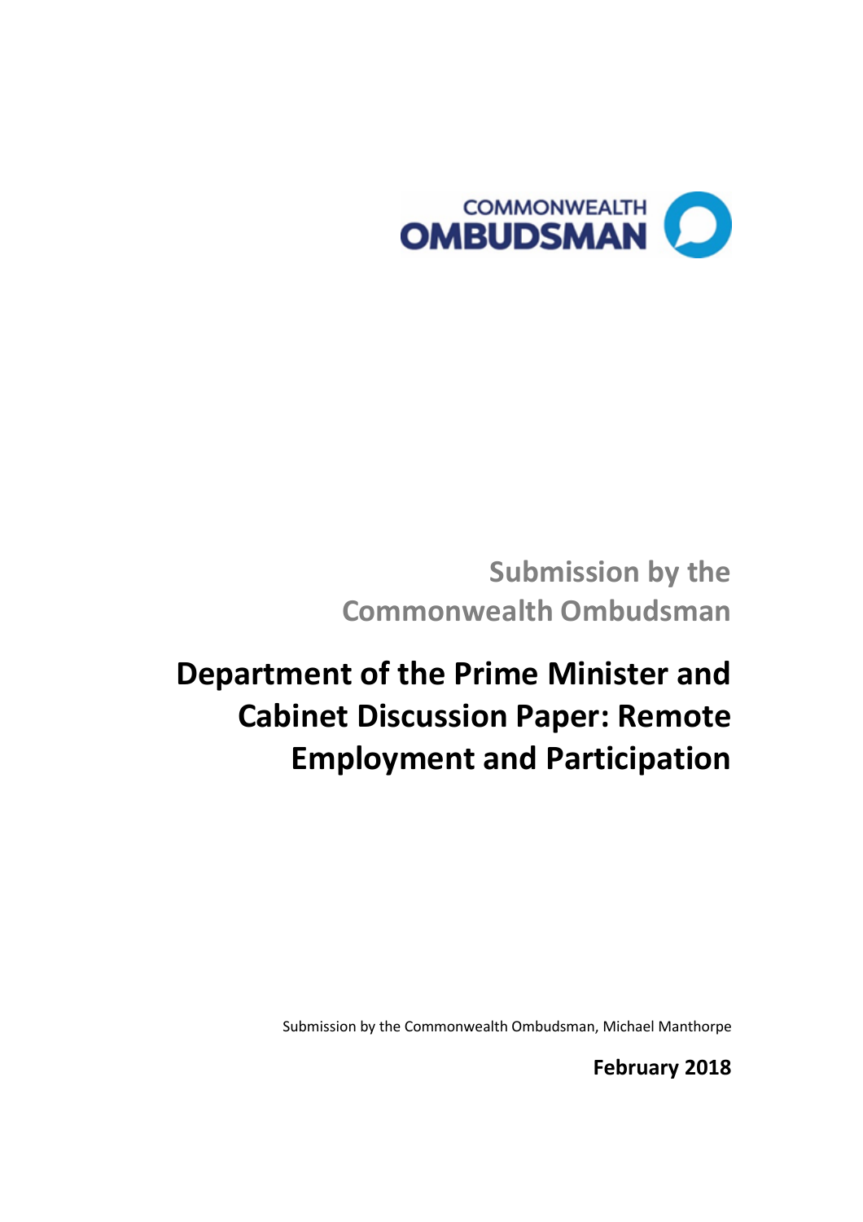COMMONWEALTH OMBUDSMAN

## Submission by the Commonwealth Ombudsman

# Department of the Prime Minister and Cabinet Discussion Paper: Remote Employment and Participation

Submission by the Commonwealth Ombudsman, Michael Manthorpe

**February 2018**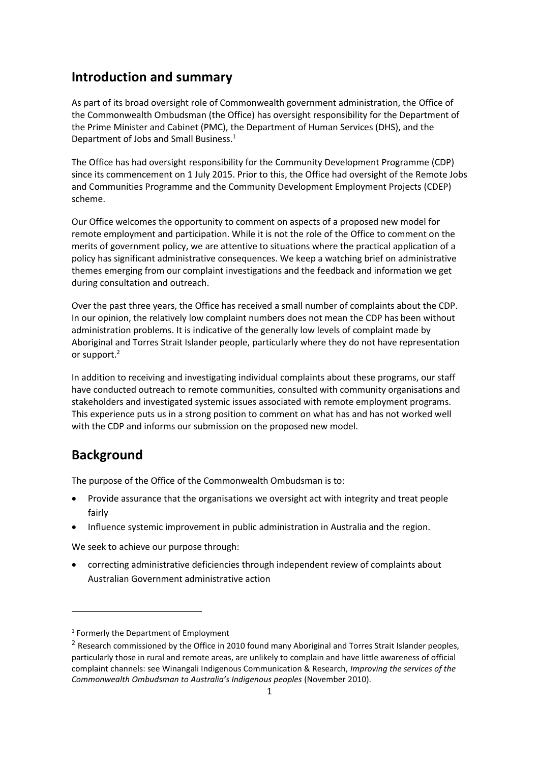## Introduction and summary

As part of its broad oversight role of Commonwealth government administration, the Office of the Commonwealth Ombudsman (the Office) has oversight responsibility for the Department of the Prime Minister and Cabinet (PMC), the Department of Human Services (DHS), and the Department of Jobs and Small Business.[1]

The Office has had oversight responsibility for the Community Development Programme (CDP) since its commencement on 1 July 2015. Prior to this, the Office had oversight of the Remote Jobs and Communities Programme and the Community Development Employment Projects (CDEP) scheme.

Our Office welcomes the opportunity to comment on aspects of a proposed new model for remote employment and participation. While it is not the role of the Office to comment on the merits of government policy, we are attentive to situations where the practical application of a policy has significant administrative consequences. We keep a watching brief on administrative themes emerging from our complaint investigations and the feedback and information we get during consultation and outreach.

Over the past three years, the Office has received a small number of complaints about the CDP. In our opinion, the relatively low complaint numbers does not mean the CDP has been without administration problems. It is indicative of the generally low levels of complaint made by Aboriginal and Torres Strait Islander people, particularly where they do not have representation or support.[2]

In addition to receiving and investigating individual complaints about these programs, our staff have conducted outreach to remote communities, consulted with community organisations and stakeholders and investigated systemic issues associated with remote employment programs. This experience puts us in a strong position to comment on what has and has not worked well with the CDP and informs our submission on the proposed new model.

## Background

The purpose of the Office of the Commonwealth Ombudsman is to:

- Provide assurance that the organisations we oversight act with integrity and treat people fairly
- Influence systemic improvement in public administration in Australia and the region.

We seek to achieve our purpose through:

- correcting administrative deficiencies through independent review of complaints about Australian Government administrative action

[1] Formerly the Department of Employment

[2] Research commissioned by the Office in 2010 found many Aboriginal and Torres Strait Islander peoples, particularly those in rural and remote areas, are unlikely to complain and have little awareness of official complaint channels: see Winangali Indigenous Communication & Research, *Improving the services of the Commonwealth Ombudsman to Australia's Indigenous peoples* (November 2010).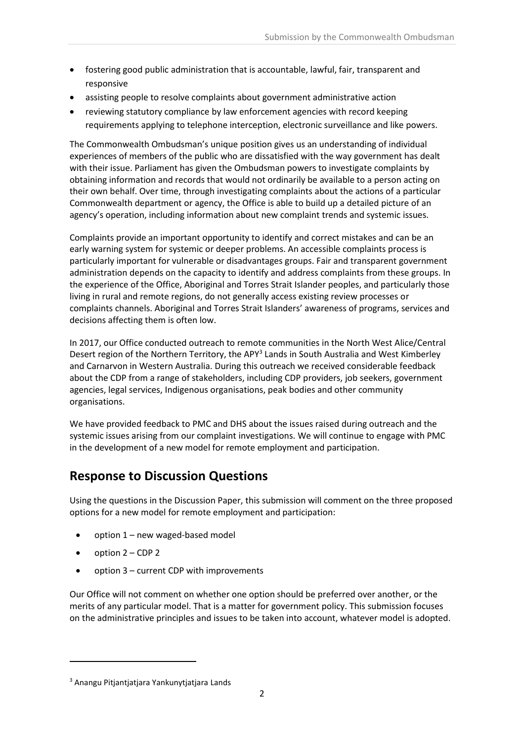- fostering good public administration that is accountable, lawful, fair, transparent and responsive
- assisting people to resolve complaints about government administrative action
- reviewing statutory compliance by law enforcement agencies with record keeping requirements applying to telephone interception, electronic surveillance and like powers.

The Commonwealth Ombudsman's unique position gives us an understanding of individual experiences of members of the public who are dissatisfied with the way government has dealt with their issue. Parliament has given the Ombudsman powers to investigate complaints by obtaining information and records that would not ordinarily be available to a person acting on their own behalf. Over time, through investigating complaints about the actions of a particular Commonwealth department or agency, the Office is able to build up a detailed picture of an agency's operation, including information about new complaint trends and systemic issues.

Complaints provide an important opportunity to identify and correct mistakes and can be an early warning system for systemic or deeper problems. An accessible complaints process is particularly important for vulnerable or disadvantages groups. Fair and transparent government administration depends on the capacity to identify and address complaints from these groups. In the experience of the Office, Aboriginal and Torres Strait Islander peoples, and particularly those living in rural and remote regions, do not generally access existing review processes or complaints channels. Aboriginal and Torres Strait Islanders' awareness of programs, services and decisions affecting them is often low.

In 2017, our Office conducted outreach to remote communities in the North West Alice/Central Desert region of the Northern Territory, the APY[3] Lands in South Australia and West Kimberley and Carnarvon in Western Australia. During this outreach we received considerable feedback about the CDP from a range of stakeholders, including CDP providers, job seekers, government agencies, legal services, Indigenous organisations, peak bodies and other community organisations.

We have provided feedback to PMC and DHS about the issues raised during outreach and the systemic issues arising from our complaint investigations. We will continue to engage with PMC in the development of a new model for remote employment and participation.

## Response to Discussion Questions

Using the questions in the Discussion Paper, this submission will comment on the three proposed options for a new model for remote employment and participation:

- option 1 – new waged-based model
- option 2 – CDP 2
- option 3 – current CDP with improvements

Our Office will not comment on whether one option should be preferred over another, or the merits of any particular model. That is a matter for government policy. This submission focuses on the administrative principles and issues to be taken into account, whatever model is adopted.

[3] Anangu Pitjantjatjara Yankunytjatjara Lands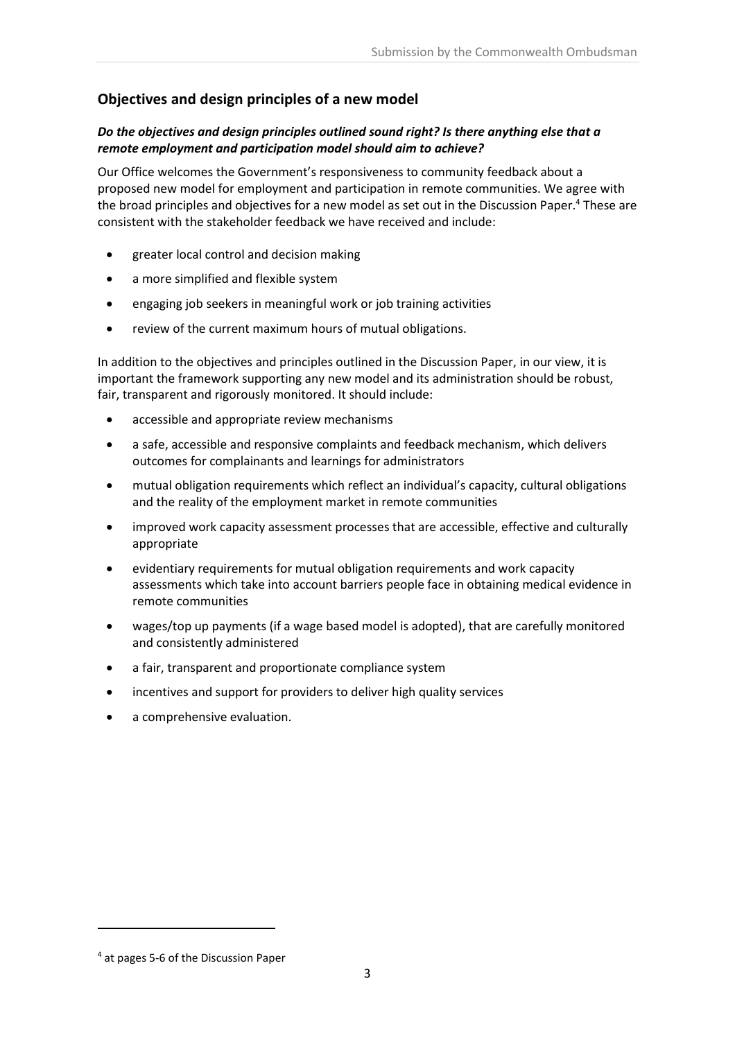## Objectives and design principles of a new model

### *Do the objectives and design principles outlined sound right? Is there anything else that a remote employment and participation model should aim to achieve?*

Our Office welcomes the Government's responsiveness to community feedback about a proposed new model for employment and participation in remote communities. We agree with the broad principles and objectives for a new model as set out in the Discussion Paper.[4] These are consistent with the stakeholder feedback we have received and include:

- greater local control and decision making
- a more simplified and flexible system
- engaging job seekers in meaningful work or job training activities
- review of the current maximum hours of mutual obligations.

In addition to the objectives and principles outlined in the Discussion Paper, in our view, it is important the framework supporting any new model and its administration should be robust, fair, transparent and rigorously monitored. It should include:

- accessible and appropriate review mechanisms
- a safe, accessible and responsive complaints and feedback mechanism, which delivers outcomes for complainants and learnings for administrators
- mutual obligation requirements which reflect an individual's capacity, cultural obligations and the reality of the employment market in remote communities
- improved work capacity assessment processes that are accessible, effective and culturally appropriate
- evidentiary requirements for mutual obligation requirements and work capacity assessments which take into account barriers people face in obtaining medical evidence in remote communities
- wages/top up payments (if a wage based model is adopted), that are carefully monitored and consistently administered
- a fair, transparent and proportionate compliance system
- incentives and support for providers to deliver high quality services
- a comprehensive evaluation.

---

[4] at pages 5-6 of the Discussion Paper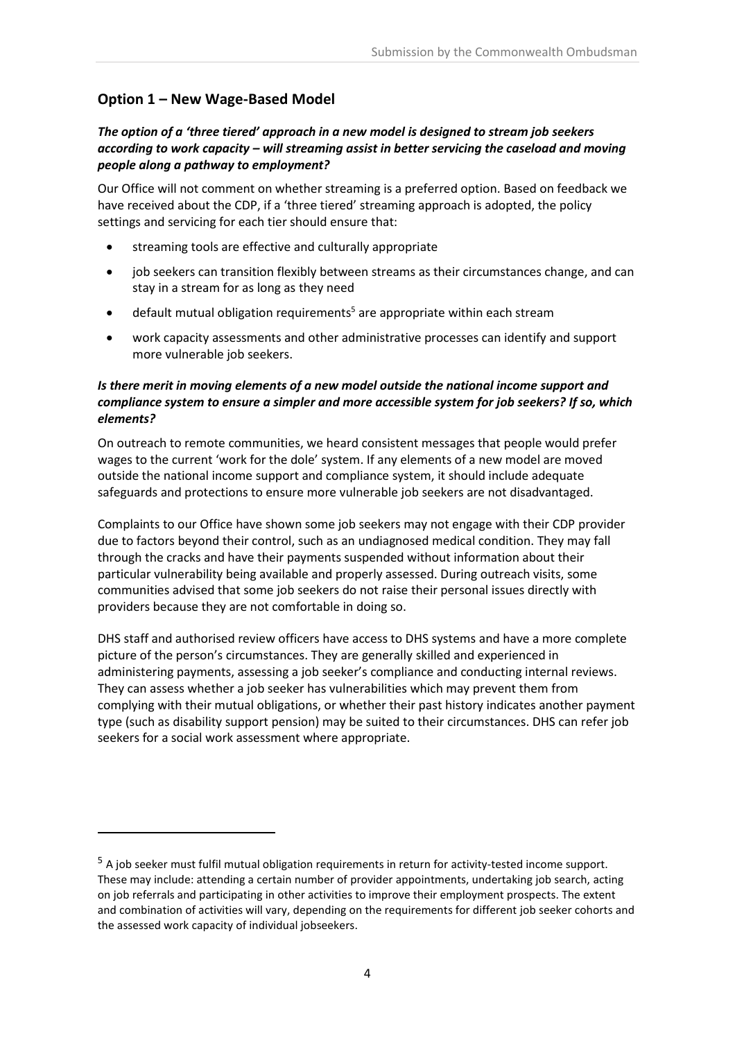## Option 1 – New Wage-Based Model

***The option of a 'three tiered' approach in a new model is designed to stream job seekers according to work capacity – will streaming assist in better servicing the caseload and moving people along a pathway to employment?***

Our Office will not comment on whether streaming is a preferred option. Based on feedback we have received about the CDP, if a 'three tiered' streaming approach is adopted, the policy settings and servicing for each tier should ensure that:

- streaming tools are effective and culturally appropriate
- job seekers can transition flexibly between streams as their circumstances change, and can stay in a stream for as long as they need
- default mutual obligation requirements[5] are appropriate within each stream
- work capacity assessments and other administrative processes can identify and support more vulnerable job seekers.

***Is there merit in moving elements of a new model outside the national income support and compliance system to ensure a simpler and more accessible system for job seekers? If so, which elements?***

On outreach to remote communities, we heard consistent messages that people would prefer wages to the current 'work for the dole' system. If any elements of a new model are moved outside the national income support and compliance system, it should include adequate safeguards and protections to ensure more vulnerable job seekers are not disadvantaged.

Complaints to our Office have shown some job seekers may not engage with their CDP provider due to factors beyond their control, such as an undiagnosed medical condition. They may fall through the cracks and have their payments suspended without information about their particular vulnerability being available and properly assessed. During outreach visits, some communities advised that some job seekers do not raise their personal issues directly with providers because they are not comfortable in doing so.

DHS staff and authorised review officers have access to DHS systems and have a more complete picture of the person's circumstances. They are generally skilled and experienced in administering payments, assessing a job seeker's compliance and conducting internal reviews. They can assess whether a job seeker has vulnerabilities which may prevent them from complying with their mutual obligations, or whether their past history indicates another payment type (such as disability support pension) may be suited to their circumstances. DHS can refer job seekers for a social work assessment where appropriate.

---

[5] A job seeker must fulfil mutual obligation requirements in return for activity-tested income support. These may include: attending a certain number of provider appointments, undertaking job search, acting on job referrals and participating in other activities to improve their employment prospects. The extent and combination of activities will vary, depending on the requirements for different job seeker cohorts and the assessed work capacity of individual jobseekers.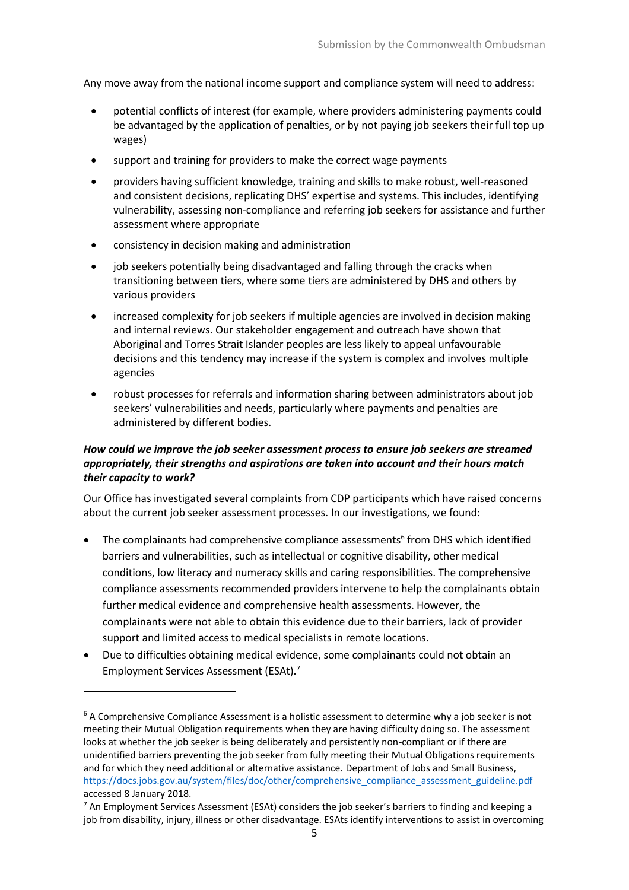Any move away from the national income support and compliance system will need to address:

- potential conflicts of interest (for example, where providers administering payments could be advantaged by the application of penalties, or by not paying job seekers their full top up wages)
- support and training for providers to make the correct wage payments
- providers having sufficient knowledge, training and skills to make robust, well-reasoned and consistent decisions, replicating DHS' expertise and systems. This includes, identifying vulnerability, assessing non-compliance and referring job seekers for assistance and further assessment where appropriate
- consistency in decision making and administration
- job seekers potentially being disadvantaged and falling through the cracks when transitioning between tiers, where some tiers are administered by DHS and others by various providers
- increased complexity for job seekers if multiple agencies are involved in decision making and internal reviews. Our stakeholder engagement and outreach have shown that Aboriginal and Torres Strait Islander peoples are less likely to appeal unfavourable decisions and this tendency may increase if the system is complex and involves multiple agencies
- robust processes for referrals and information sharing between administrators about job seekers' vulnerabilities and needs, particularly where payments and penalties are administered by different bodies.

***How could we improve the job seeker assessment process to ensure job seekers are streamed appropriately, their strengths and aspirations are taken into account and their hours match their capacity to work?***

Our Office has investigated several complaints from CDP participants which have raised concerns about the current job seeker assessment processes. In our investigations, we found:

- The complainants had comprehensive compliance assessments[6] from DHS which identified barriers and vulnerabilities, such as intellectual or cognitive disability, other medical conditions, low literacy and numeracy skills and caring responsibilities. The comprehensive compliance assessments recommended providers intervene to help the complainants obtain further medical evidence and comprehensive health assessments. However, the complainants were not able to obtain this evidence due to their barriers, lack of provider support and limited access to medical specialists in remote locations.
- Due to difficulties obtaining medical evidence, some complainants could not obtain an Employment Services Assessment (ESAt).[7]

---

[6] A Comprehensive Compliance Assessment is a holistic assessment to determine why a job seeker is not meeting their Mutual Obligation requirements when they are having difficulty doing so. The assessment looks at whether the job seeker is being deliberately and persistently non-compliant or if there are unidentified barriers preventing the job seeker from fully meeting their Mutual Obligations requirements and for which they need additional or alternative assistance. Department of Jobs and Small Business, https://docs.jobs.gov.au/system/files/doc/other/comprehensive_compliance_assessment_guideline.pdf accessed 8 January 2018.

[7] An Employment Services Assessment (ESAt) considers the job seeker's barriers to finding and keeping a job from disability, injury, illness or other disadvantage. ESAts identify interventions to assist in overcoming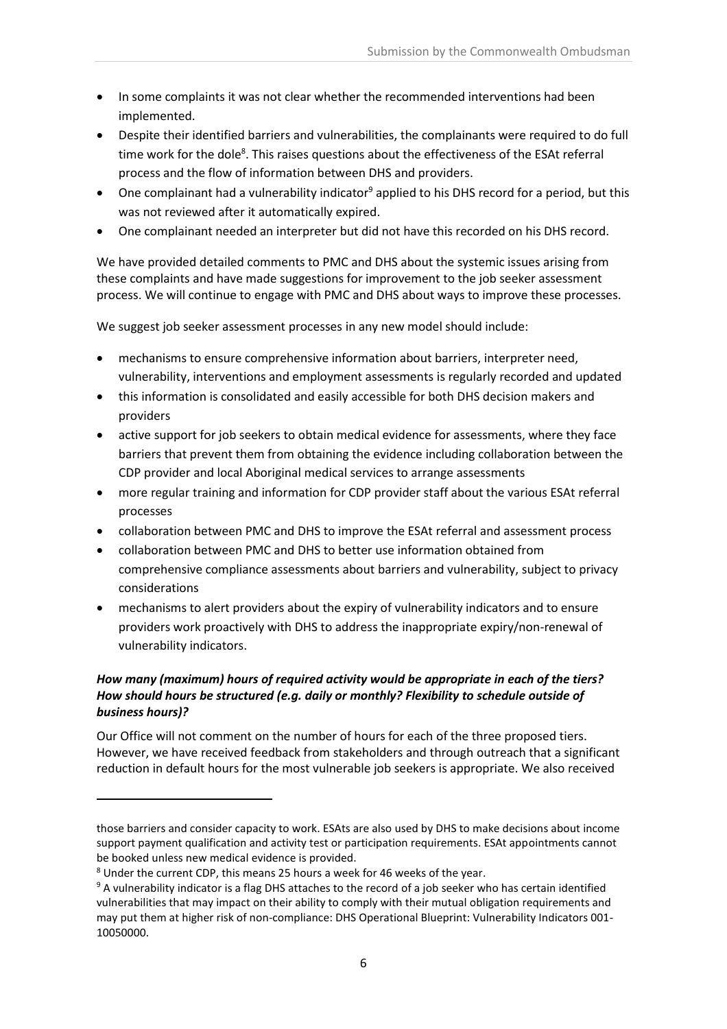- In some complaints it was not clear whether the recommended interventions had been implemented.
- Despite their identified barriers and vulnerabilities, the complainants were required to do full time work for the dole[8]. This raises questions about the effectiveness of the ESAt referral process and the flow of information between DHS and providers.
- One complainant had a vulnerability indicator[9] applied to his DHS record for a period, but this was not reviewed after it automatically expired.
- One complainant needed an interpreter but did not have this recorded on his DHS record.

We have provided detailed comments to PMC and DHS about the systemic issues arising from these complaints and have made suggestions for improvement to the job seeker assessment process. We will continue to engage with PMC and DHS about ways to improve these processes.

We suggest job seeker assessment processes in any new model should include:

- mechanisms to ensure comprehensive information about barriers, interpreter need, vulnerability, interventions and employment assessments is regularly recorded and updated
- this information is consolidated and easily accessible for both DHS decision makers and providers
- active support for job seekers to obtain medical evidence for assessments, where they face barriers that prevent them from obtaining the evidence including collaboration between the CDP provider and local Aboriginal medical services to arrange assessments
- more regular training and information for CDP provider staff about the various ESAt referral processes
- collaboration between PMC and DHS to improve the ESAt referral and assessment process
- collaboration between PMC and DHS to better use information obtained from comprehensive compliance assessments about barriers and vulnerability, subject to privacy considerations
- mechanisms to alert providers about the expiry of vulnerability indicators and to ensure providers work proactively with DHS to address the inappropriate expiry/non-renewal of vulnerability indicators.

### *How many (maximum) hours of required activity would be appropriate in each of the tiers? How should hours be structured (e.g. daily or monthly? Flexibility to schedule outside of business hours)?*

Our Office will not comment on the number of hours for each of the three proposed tiers. However, we have received feedback from stakeholders and through outreach that a significant reduction in default hours for the most vulnerable job seekers is appropriate. We also received

---

those barriers and consider capacity to work. ESAts are also used by DHS to make decisions about income support payment qualification and activity test or participation requirements. ESAt appointments cannot be booked unless new medical evidence is provided.

[8] Under the current CDP, this means 25 hours a week for 46 weeks of the year.

[9] A vulnerability indicator is a flag DHS attaches to the record of a job seeker who has certain identified vulnerabilities that may impact on their ability to comply with their mutual obligation requirements and may put them at higher risk of non-compliance: DHS Operational Blueprint: Vulnerability Indicators 001-10050000.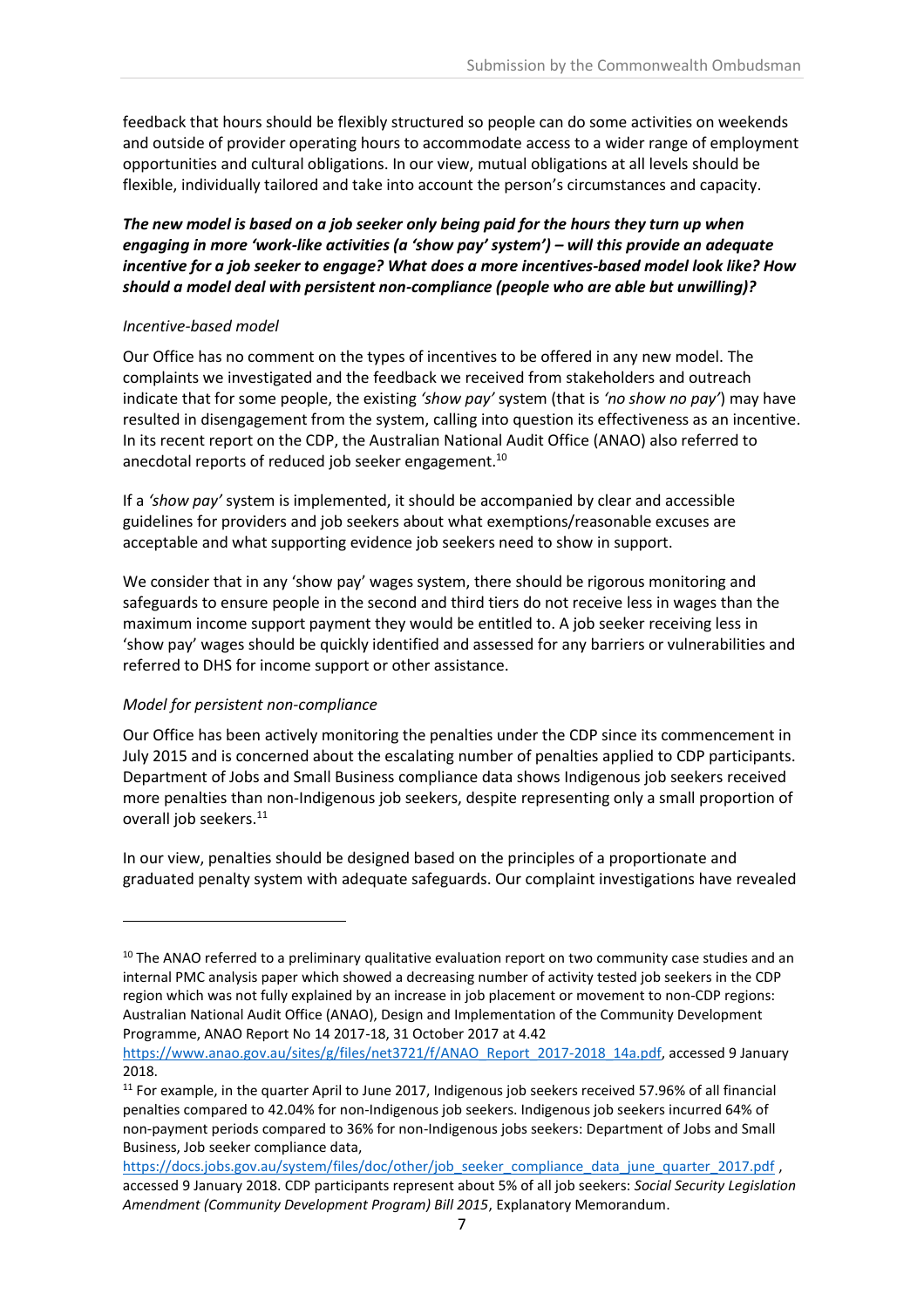feedback that hours should be flexibly structured so people can do some activities on weekends and outside of provider operating hours to accommodate access to a wider range of employment opportunities and cultural obligations. In our view, mutual obligations at all levels should be flexible, individually tailored and take into account the person's circumstances and capacity.

***The new model is based on a job seeker only being paid for the hours they turn up when engaging in more 'work-like activities (a 'show pay' system') – will this provide an adequate incentive for a job seeker to engage? What does a more incentives-based model look like? How should a model deal with persistent non-compliance (people who are able but unwilling)?***

*Incentive-based model*

Our Office has no comment on the types of incentives to be offered in any new model. The complaints we investigated and the feedback we received from stakeholders and outreach indicate that for some people, the existing *'show pay'* system (that is *'no show no pay'*) may have resulted in disengagement from the system, calling into question its effectiveness as an incentive. In its recent report on the CDP, the Australian National Audit Office (ANAO) also referred to anecdotal reports of reduced job seeker engagement.[10]

If a *'show pay'* system is implemented, it should be accompanied by clear and accessible guidelines for providers and job seekers about what exemptions/reasonable excuses are acceptable and what supporting evidence job seekers need to show in support.

We consider that in any 'show pay' wages system, there should be rigorous monitoring and safeguards to ensure people in the second and third tiers do not receive less in wages than the maximum income support payment they would be entitled to. A job seeker receiving less in 'show pay' wages should be quickly identified and assessed for any barriers or vulnerabilities and referred to DHS for income support or other assistance.

*Model for persistent non-compliance*

Our Office has been actively monitoring the penalties under the CDP since its commencement in July 2015 and is concerned about the escalating number of penalties applied to CDP participants. Department of Jobs and Small Business compliance data shows Indigenous job seekers received more penalties than non-Indigenous job seekers, despite representing only a small proportion of overall job seekers.[11]

In our view, penalties should be designed based on the principles of a proportionate and graduated penalty system with adequate safeguards. Our complaint investigations have revealed

---

[10] The ANAO referred to a preliminary qualitative evaluation report on two community case studies and an internal PMC analysis paper which showed a decreasing number of activity tested job seekers in the CDP region which was not fully explained by an increase in job placement or movement to non-CDP regions: Australian National Audit Office (ANAO), Design and Implementation of the Community Development Programme, ANAO Report No 14 2017-18, 31 October 2017 at 4.42 https://www.anao.gov.au/sites/g/files/net3721/f/ANAO_Report_2017-2018_14a.pdf, accessed 9 January 2018.

[11] For example, in the quarter April to June 2017, Indigenous job seekers received 57.96% of all financial penalties compared to 42.04% for non-Indigenous job seekers. Indigenous job seekers incurred 64% of non-payment periods compared to 36% for non-Indigenous jobs seekers: Department of Jobs and Small Business, Job seeker compliance data, https://docs.jobs.gov.au/system/files/doc/other/job_seeker_compliance_data_june_quarter_2017.pdf , accessed 9 January 2018. CDP participants represent about 5% of all job seekers: *Social Security Legislation Amendment (Community Development Program) Bill 2015*, Explanatory Memorandum.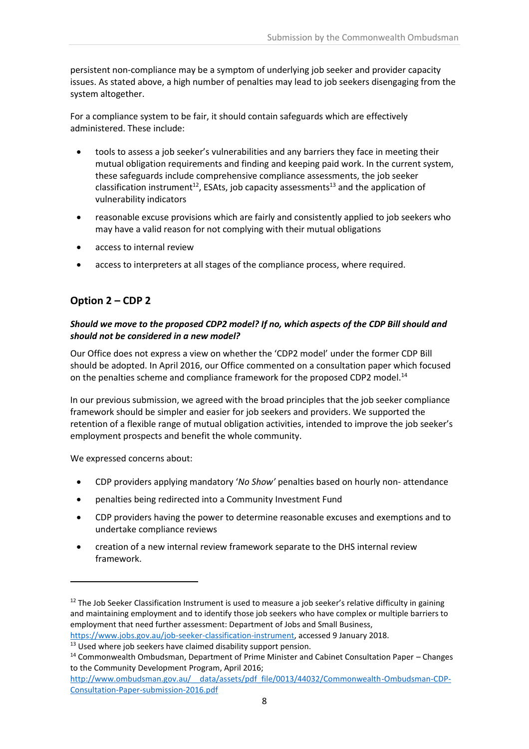persistent non-compliance may be a symptom of underlying job seeker and provider capacity issues. As stated above, a high number of penalties may lead to job seekers disengaging from the system altogether.

For a compliance system to be fair, it should contain safeguards which are effectively administered. These include:

- tools to assess a job seeker's vulnerabilities and any barriers they face in meeting their mutual obligation requirements and finding and keeping paid work. In the current system, these safeguards include comprehensive compliance assessments, the job seeker classification instrument[12], ESAts, job capacity assessments[13] and the application of vulnerability indicators
- reasonable excuse provisions which are fairly and consistently applied to job seekers who may have a valid reason for not complying with their mutual obligations
- access to internal review
- access to interpreters at all stages of the compliance process, where required.

## Option 2 – CDP 2

***Should we move to the proposed CDP2 model? If no, which aspects of the CDP Bill should and should not be considered in a new model?***

Our Office does not express a view on whether the 'CDP2 model' under the former CDP Bill should be adopted. In April 2016, our Office commented on a consultation paper which focused on the penalties scheme and compliance framework for the proposed CDP2 model.[14]

In our previous submission, we agreed with the broad principles that the job seeker compliance framework should be simpler and easier for job seekers and providers. We supported the retention of a flexible range of mutual obligation activities, intended to improve the job seeker's employment prospects and benefit the whole community.

We expressed concerns about:

- CDP providers applying mandatory '*No Show*' penalties based on hourly non- attendance
- penalties being redirected into a Community Investment Fund
- CDP providers having the power to determine reasonable excuses and exemptions and to undertake compliance reviews
- creation of a new internal review framework separate to the DHS internal review framework.

---

[12] The Job Seeker Classification Instrument is used to measure a job seeker's relative difficulty in gaining and maintaining employment and to identify those job seekers who have complex or multiple barriers to employment that need further assessment: Department of Jobs and Small Business, https://www.jobs.gov.au/job-seeker-classification-instrument, accessed 9 January 2018.

[13] Used where job seekers have claimed disability support pension.

[14] Commonwealth Ombudsman, Department of Prime Minister and Cabinet Consultation Paper – Changes to the Community Development Program, April 2016; http://www.ombudsman.gov.au/__data/assets/pdf_file/0013/44032/Commonwealth-Ombudsman-CDP-Consultation-Paper-submission-2016.pdf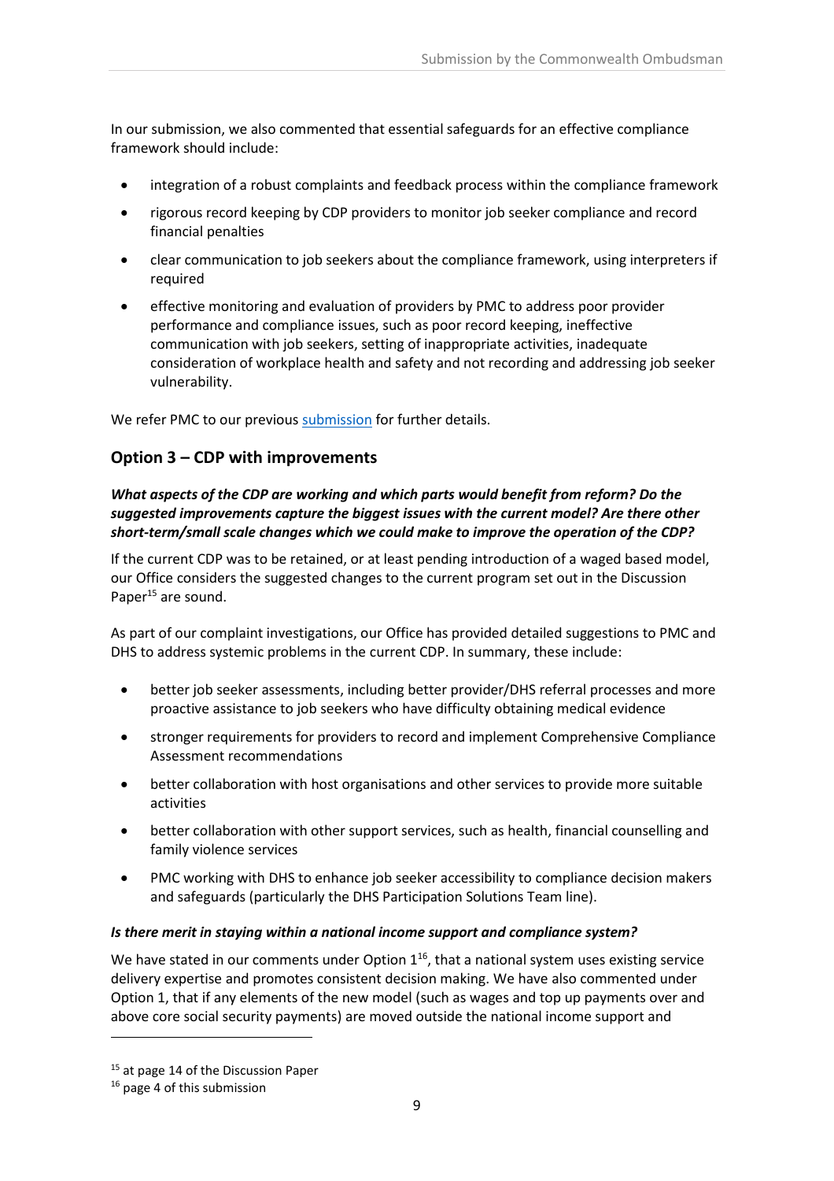In our submission, we also commented that essential safeguards for an effective compliance framework should include:

- integration of a robust complaints and feedback process within the compliance framework
- rigorous record keeping by CDP providers to monitor job seeker compliance and record financial penalties
- clear communication to job seekers about the compliance framework, using interpreters if required
- effective monitoring and evaluation of providers by PMC to address poor provider performance and compliance issues, such as poor record keeping, ineffective communication with job seekers, setting of inappropriate activities, inadequate consideration of workplace health and safety and not recording and addressing job seeker vulnerability.

We refer PMC to our previous submission for further details.

## Option 3 – CDP with improvements

***What aspects of the CDP are working and which parts would benefit from reform? Do the suggested improvements capture the biggest issues with the current model? Are there other short-term/small scale changes which we could make to improve the operation of the CDP?***

If the current CDP was to be retained, or at least pending introduction of a waged based model, our Office considers the suggested changes to the current program set out in the Discussion Paper[15] are sound.

As part of our complaint investigations, our Office has provided detailed suggestions to PMC and DHS to address systemic problems in the current CDP. In summary, these include:

- better job seeker assessments, including better provider/DHS referral processes and more proactive assistance to job seekers who have difficulty obtaining medical evidence
- stronger requirements for providers to record and implement Comprehensive Compliance Assessment recommendations
- better collaboration with host organisations and other services to provide more suitable activities
- better collaboration with other support services, such as health, financial counselling and family violence services
- PMC working with DHS to enhance job seeker accessibility to compliance decision makers and safeguards (particularly the DHS Participation Solutions Team line).

***Is there merit in staying within a national income support and compliance system?***

We have stated in our comments under Option 1[16], that a national system uses existing service delivery expertise and promotes consistent decision making. We have also commented under Option 1, that if any elements of the new model (such as wages and top up payments over and above core social security payments) are moved outside the national income support and

[15] at page 14 of the Discussion Paper

[16] page 4 of this submission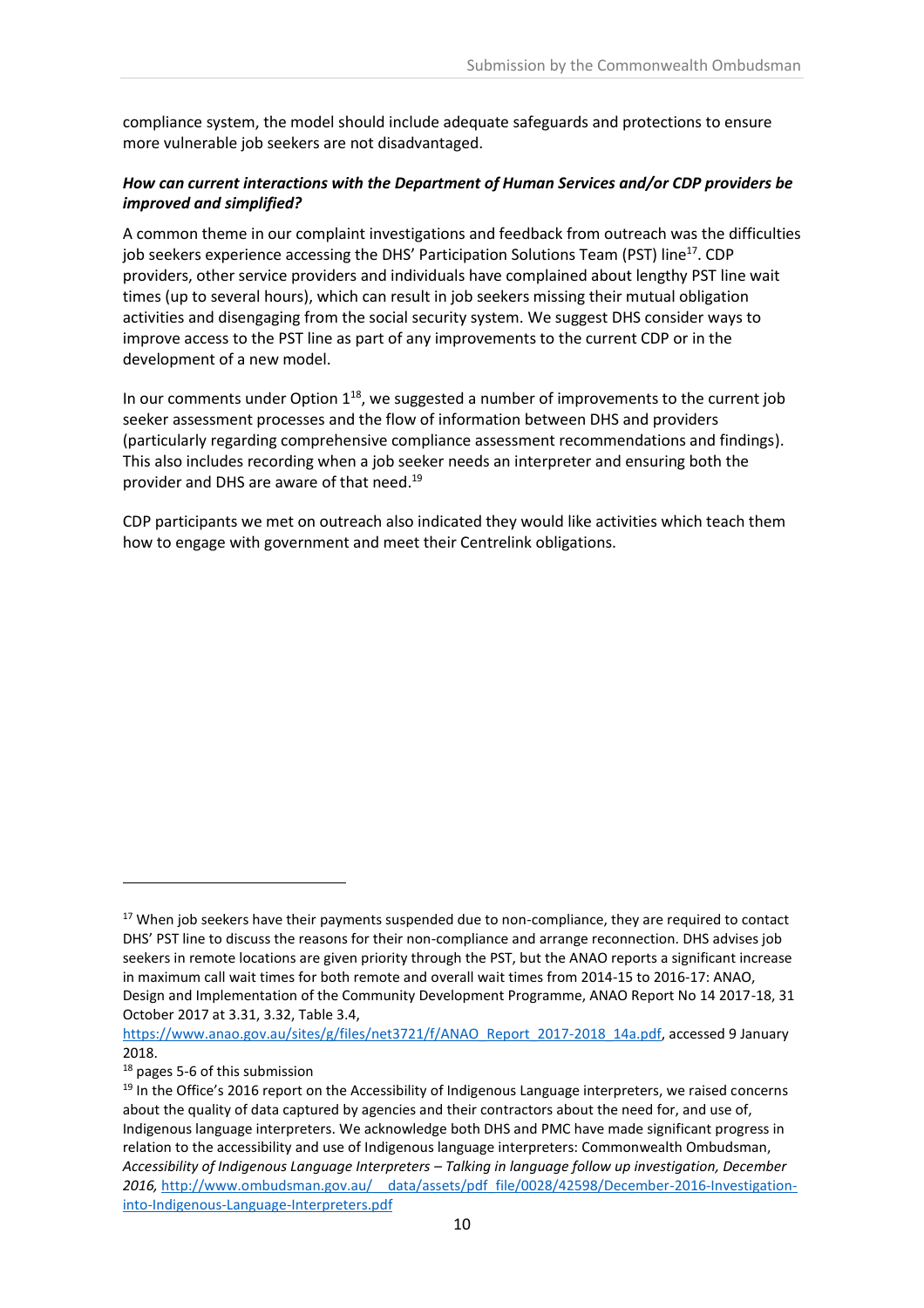compliance system, the model should include adequate safeguards and protections to ensure more vulnerable job seekers are not disadvantaged.

***How can current interactions with the Department of Human Services and/or CDP providers be improved and simplified?***

A common theme in our complaint investigations and feedback from outreach was the difficulties job seekers experience accessing the DHS' Participation Solutions Team (PST) line[17]. CDP providers, other service providers and individuals have complained about lengthy PST line wait times (up to several hours), which can result in job seekers missing their mutual obligation activities and disengaging from the social security system. We suggest DHS consider ways to improve access to the PST line as part of any improvements to the current CDP or in the development of a new model.

In our comments under Option 1[18], we suggested a number of improvements to the current job seeker assessment processes and the flow of information between DHS and providers (particularly regarding comprehensive compliance assessment recommendations and findings). This also includes recording when a job seeker needs an interpreter and ensuring both the provider and DHS are aware of that need.[19]

CDP participants we met on outreach also indicated they would like activities which teach them how to engage with government and meet their Centrelink obligations.

---

[17] When job seekers have their payments suspended due to non-compliance, they are required to contact DHS' PST line to discuss the reasons for their non-compliance and arrange reconnection. DHS advises job seekers in remote locations are given priority through the PST, but the ANAO reports a significant increase in maximum call wait times for both remote and overall wait times from 2014-15 to 2016-17: ANAO, Design and Implementation of the Community Development Programme, ANAO Report No 14 2017-18, 31 October 2017 at 3.31, 3.32, Table 3.4, https://www.anao.gov.au/sites/g/files/net3721/f/ANAO_Report_2017-2018_14a.pdf, accessed 9 January 2018.

[18] pages 5-6 of this submission

[19] In the Office's 2016 report on the Accessibility of Indigenous Language interpreters, we raised concerns about the quality of data captured by agencies and their contractors about the need for, and use of, Indigenous language interpreters. We acknowledge both DHS and PMC have made significant progress in relation to the accessibility and use of Indigenous language interpreters: Commonwealth Ombudsman, *Accessibility of Indigenous Language Interpreters – Talking in language follow up investigation, December 2016,* http://www.ombudsman.gov.au/__data/assets/pdf_file/0028/42598/December-2016-Investigation-into-Indigenous-Language-Interpreters.pdf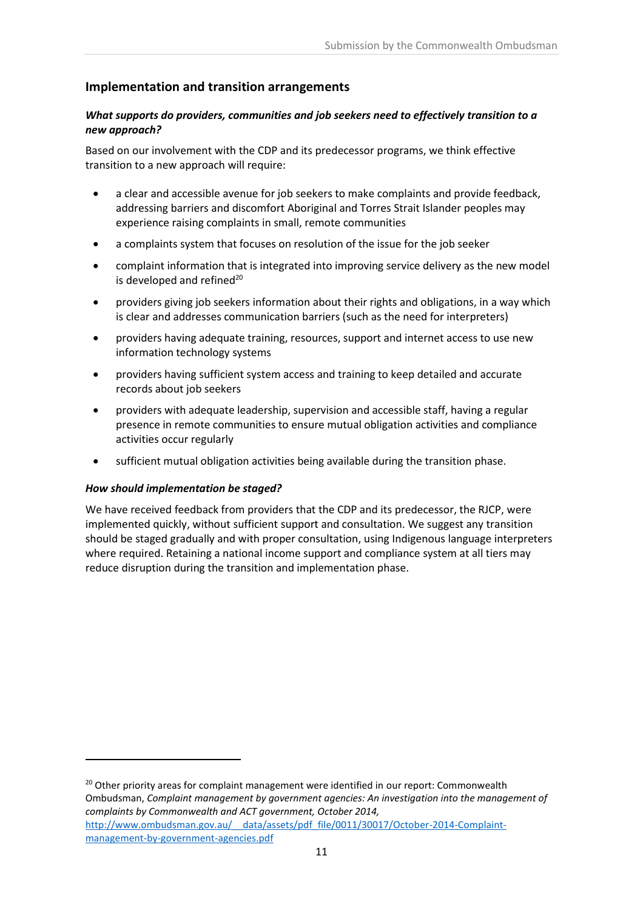## Implementation and transition arrangements

### *What supports do providers, communities and job seekers need to effectively transition to a new approach?*

Based on our involvement with the CDP and its predecessor programs, we think effective transition to a new approach will require:

- a clear and accessible avenue for job seekers to make complaints and provide feedback, addressing barriers and discomfort Aboriginal and Torres Strait Islander peoples may experience raising complaints in small, remote communities
- a complaints system that focuses on resolution of the issue for the job seeker
- complaint information that is integrated into improving service delivery as the new model is developed and refined[20]
- providers giving job seekers information about their rights and obligations, in a way which is clear and addresses communication barriers (such as the need for interpreters)
- providers having adequate training, resources, support and internet access to use new information technology systems
- providers having sufficient system access and training to keep detailed and accurate records about job seekers
- providers with adequate leadership, supervision and accessible staff, having a regular presence in remote communities to ensure mutual obligation activities and compliance activities occur regularly
- sufficient mutual obligation activities being available during the transition phase.

### *How should implementation be staged?*

We have received feedback from providers that the CDP and its predecessor, the RJCP, were implemented quickly, without sufficient support and consultation. We suggest any transition should be staged gradually and with proper consultation, using Indigenous language interpreters where required. Retaining a national income support and compliance system at all tiers may reduce disruption during the transition and implementation phase.

---

[20] Other priority areas for complaint management were identified in our report: Commonwealth Ombudsman, *Complaint management by government agencies: An investigation into the management of complaints by Commonwealth and ACT government, October 2014,* http://www.ombudsman.gov.au/__data/assets/pdf_file/0011/30017/October-2014-Complaint-management-by-government-agencies.pdf